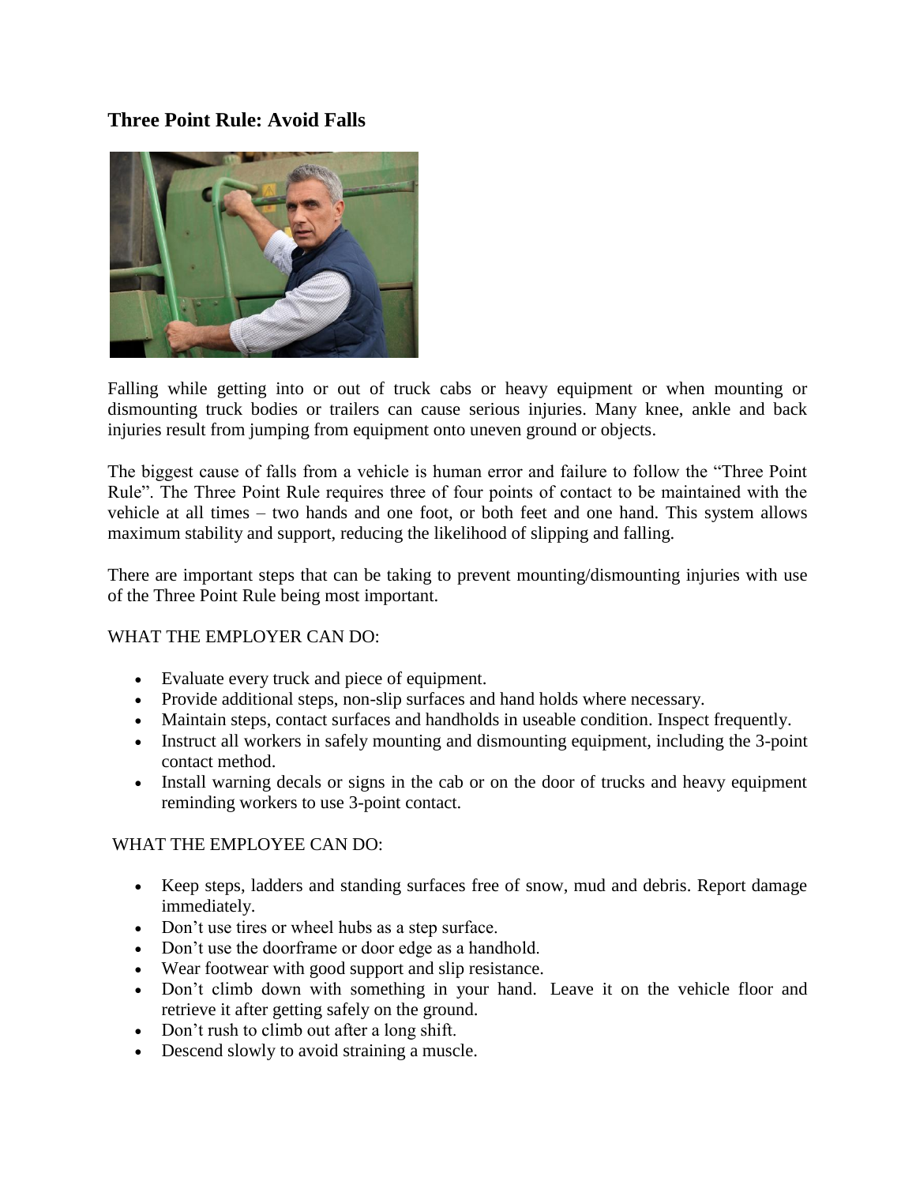## Three Point Rule: Avoid Falls

Falling while getting into or out of truck cabs or heavy equipment or when mounting or dismounting truck bodies or trailers can cause serious injuries. Many knee, ankle and back injuries result from jumping from equipment onto uneven ground or objects.

The biggest cause of falls from a vehicle is human error and failure to follow the "Three Point Rule". The Three Point Rule requires three of four points of contact to be maintained with the vehicle at all times – two hands and one foot, or both feet and one hand. This system allows maximum stability and support, reducing the likelihood of slipping and falling.

There are important steps that can be taking to prevent mounting/dismounting injuries with use of the Three Point Rule being most important.

WHAT THE EMPLOYER CAN DO:

- Evaluate every truck and piece of equipment.
- Provide additional steps, non-slip surfaces and hand holds where necessary.
- Maintain steps, contact surfaces and handholds in useable condition. Inspect frequently.
- Instruct all workers in safely mounting and dismounting equipment, including the 3-point contact method.
- Install warning decals or signs in the cab or on the door of trucks and heavy equipment reminding workers to use 3-point contact.

WHAT THE EMPLOYEE CAN DO:

- Keep steps, ladders and standing surfaces free of snow, mud and debris. Report damage immediately.
- Don't use tires or wheel hubs as a step surface.
- Don't use the doorframe or door edge as a handhold.
- Wear footwear with good support and slip resistance.
- Don't climb down with something in your hand. Leave it on the vehicle floor and retrieve it after getting safely on the ground.
- Don't rush to climb out after a long shift.
- Descend slowly to avoid straining a muscle.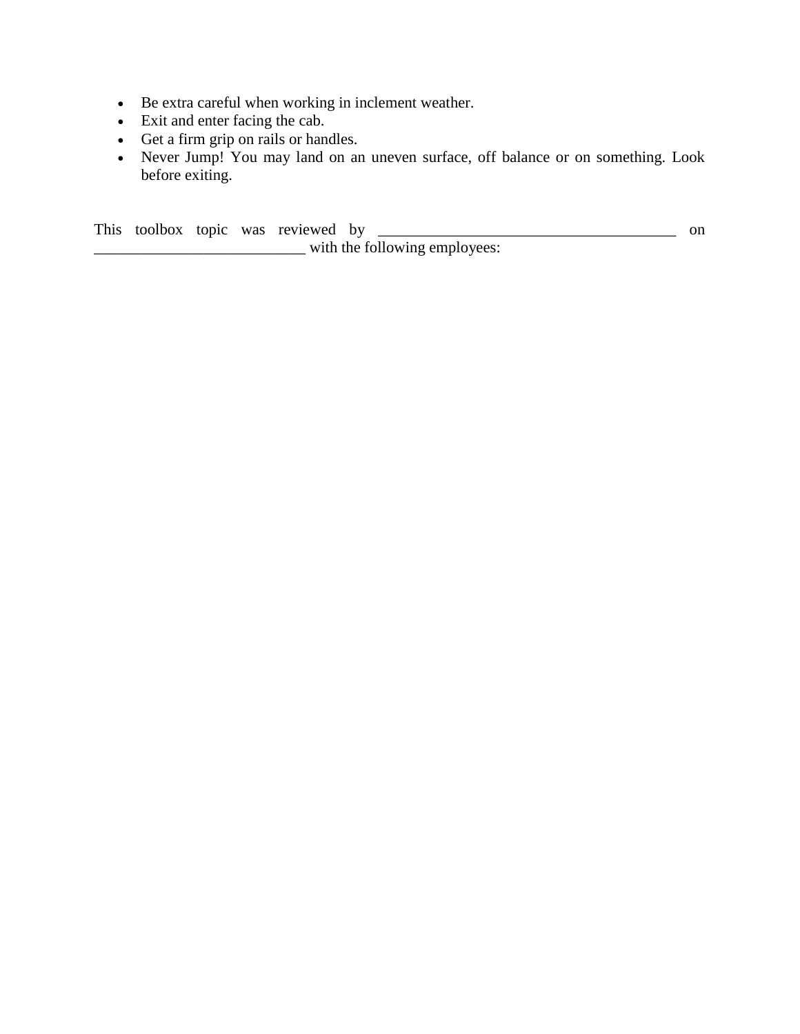- Be extra careful when working in inclement weather.
- Exit and enter facing the cab.
- Get a firm grip on rails or handles.
- Never Jump! You may land on an uneven surface, off balance or on something. Look before exiting.

This toolbox topic was reviewed by _______________________________________ on ___________________________ with the following employees: